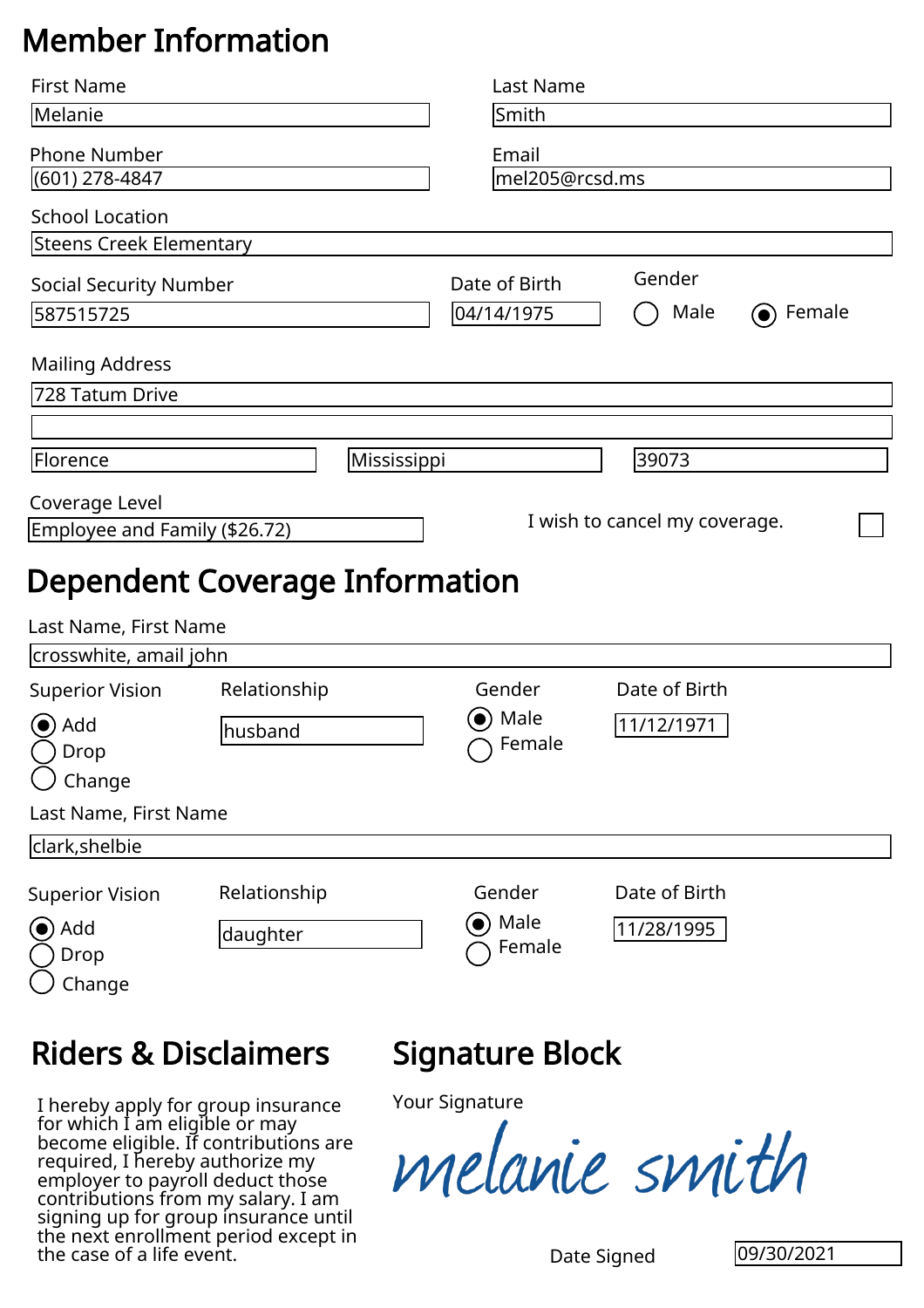# Member Information

**First Name:** Melanie

**Last Name:** Smith

**Phone Number:** (601) 278-4847

**Email:** mel205@rcsd.ms

**School Location:** Steens Creek Elementary

**Social Security Number:** 587515725

**Date of Birth:** 04/14/1975

**Gender:** ◯ Male ◉ Female

**Mailing Address:**

728 Tatum Drive

Florence | Mississippi | 39073

**Coverage Level:** Employee and Family ($26.72)

I wish to cancel my coverage. ☐

# Dependent Coverage Information

**Last Name, First Name:** crosswhite, amail john

**Superior Vision:** ◉ Add ◯ Drop ◯ Change

**Relationship:** husband

**Gender:** ◉ Male ◯ Female

**Date of Birth:** 11/12/1971

**Last Name, First Name:** clark,shelbie

**Superior Vision:** ◉ Add ◯ Drop ◯ Change

**Relationship:** daughter

**Gender:** ◉ Male ◯ Female

**Date of Birth:** 11/28/1995

## Riders & Disclaimers

I hereby apply for group insurance for which I am eligible or may become eligible. If contributions are required, I hereby authorize my employer to payroll deduct those contributions from my salary. I am signing up for group insurance until the next enrollment period except in the case of a life event.

## Signature Block

**Your Signature:** *melanie smith*

**Date Signed:** 09/30/2021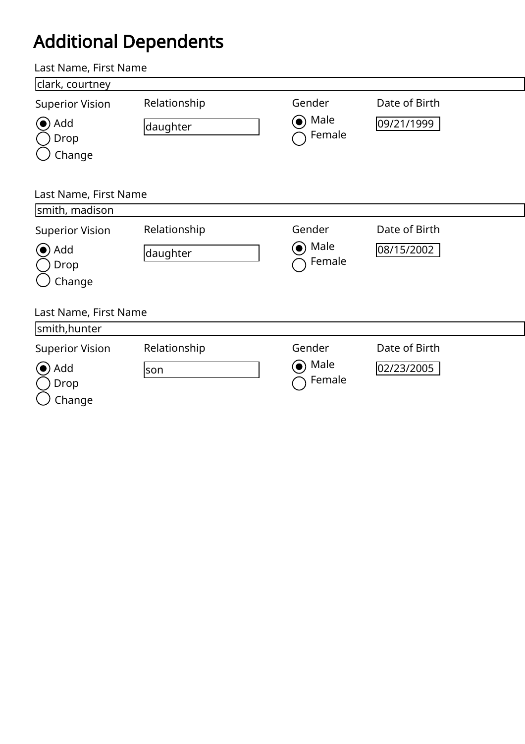# Additional Dependents

Last Name, First Name

clark, courtney

| Superior Vision | Relationship | Gender | Date of Birth |
| --- | --- | --- | --- |
| (●) Add ( ) Drop ( ) Change | daughter | (●) Male ( ) Female | 09/21/1999 |

Last Name, First Name

smith, madison

| Superior Vision | Relationship | Gender | Date of Birth |
| --- | --- | --- | --- |
| (●) Add ( ) Drop ( ) Change | daughter | (●) Male ( ) Female | 08/15/2002 |

Last Name, First Name

smith,hunter

| Superior Vision | Relationship | Gender | Date of Birth |
| --- | --- | --- | --- |
| (●) Add ( ) Drop ( ) Change | son | (●) Male ( ) Female | 02/23/2005 |